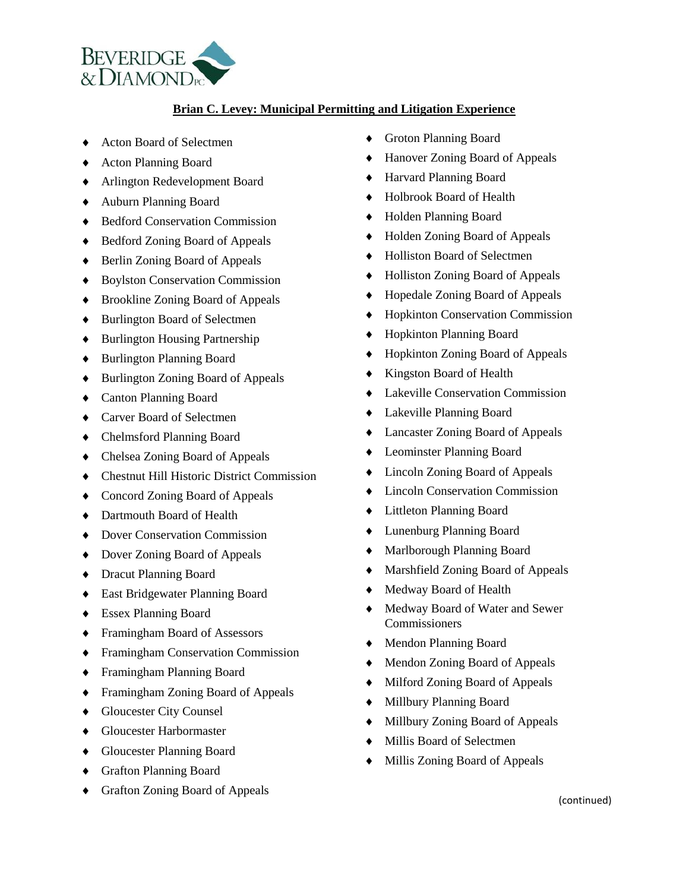**Brian C. Levey: Municipal Permitting and Litigation Experience**

- Acton Board of Selectmen
- Acton Planning Board
- Arlington Redevelopment Board
- Auburn Planning Board
- Bedford Conservation Commission
- Bedford Zoning Board of Appeals
- Berlin Zoning Board of Appeals
- Boylston Conservation Commission
- Brookline Zoning Board of Appeals
- Burlington Board of Selectmen
- Burlington Housing Partnership
- Burlington Planning Board
- Burlington Zoning Board of Appeals
- Canton Planning Board
- Carver Board of Selectmen
- Chelmsford Planning Board
- Chelsea Zoning Board of Appeals
- Chestnut Hill Historic District Commission
- Concord Zoning Board of Appeals
- Dartmouth Board of Health
- Dover Conservation Commission
- Dover Zoning Board of Appeals
- Dracut Planning Board
- East Bridgewater Planning Board
- Essex Planning Board
- Framingham Board of Assessors
- Framingham Conservation Commission
- Framingham Planning Board
- Framingham Zoning Board of Appeals
- Gloucester City Counsel
- Gloucester Harbormaster
- Gloucester Planning Board
- Grafton Planning Board
- Grafton Zoning Board of Appeals
- Groton Planning Board
- Hanover Zoning Board of Appeals
- Harvard Planning Board
- Holbrook Board of Health
- Holden Planning Board
- Holden Zoning Board of Appeals
- Holliston Board of Selectmen
- Holliston Zoning Board of Appeals
- Hopedale Zoning Board of Appeals
- Hopkinton Conservation Commission
- Hopkinton Planning Board
- Hopkinton Zoning Board of Appeals
- Kingston Board of Health
- Lakeville Conservation Commission
- Lakeville Planning Board
- Lancaster Zoning Board of Appeals
- Leominster Planning Board
- Lincoln Zoning Board of Appeals
- Lincoln Conservation Commission
- Littleton Planning Board
- Lunenburg Planning Board
- Marlborough Planning Board
- Marshfield Zoning Board of Appeals
- Medway Board of Health
- Medway Board of Water and Sewer Commissioners
- Mendon Planning Board
- Mendon Zoning Board of Appeals
- Milford Zoning Board of Appeals
- Millbury Planning Board
- Millbury Zoning Board of Appeals
- Millis Board of Selectmen
- Millis Zoning Board of Appeals

(continued)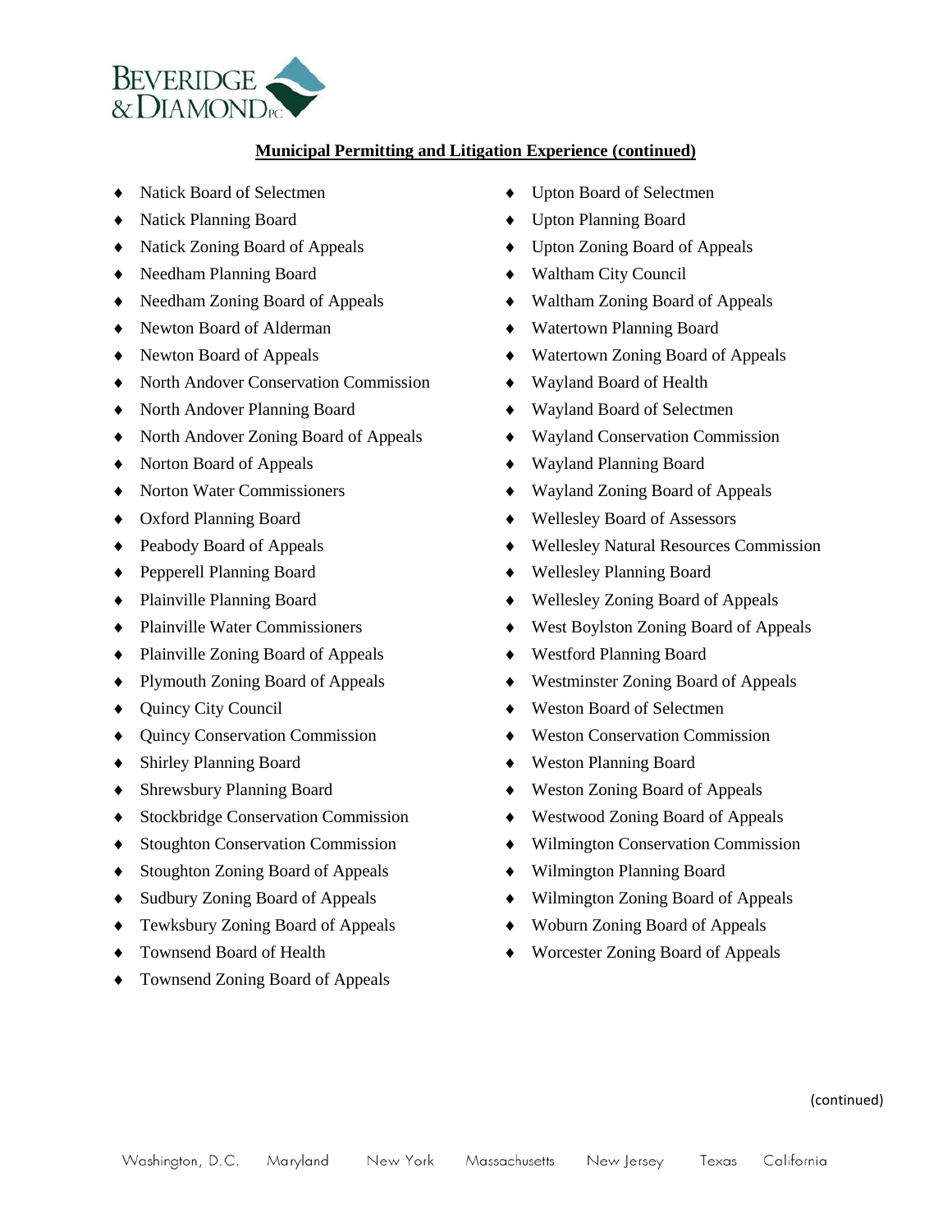**Municipal Permitting and Litigation Experience (continued)**

- Natick Board of Selectmen
- Natick Planning Board
- Natick Zoning Board of Appeals
- Needham Planning Board
- Needham Zoning Board of Appeals
- Newton Board of Alderman
- Newton Board of Appeals
- North Andover Conservation Commission
- North Andover Planning Board
- North Andover Zoning Board of Appeals
- Norton Board of Appeals
- Norton Water Commissioners
- Oxford Planning Board
- Peabody Board of Appeals
- Pepperell Planning Board
- Plainville Planning Board
- Plainville Water Commissioners
- Plainville Zoning Board of Appeals
- Plymouth Zoning Board of Appeals
- Quincy City Council
- Quincy Conservation Commission
- Shirley Planning Board
- Shrewsbury Planning Board
- Stockbridge Conservation Commission
- Stoughton Conservation Commission
- Stoughton Zoning Board of Appeals
- Sudbury Zoning Board of Appeals
- Tewksbury Zoning Board of Appeals
- Townsend Board of Health
- Townsend Zoning Board of Appeals
- Upton Board of Selectmen
- Upton Planning Board
- Upton Zoning Board of Appeals
- Waltham City Council
- Waltham Zoning Board of Appeals
- Watertown Planning Board
- Watertown Zoning Board of Appeals
- Wayland Board of Health
- Wayland Board of Selectmen
- Wayland Conservation Commission
- Wayland Planning Board
- Wayland Zoning Board of Appeals
- Wellesley Board of Assessors
- Wellesley Natural Resources Commission
- Wellesley Planning Board
- Wellesley Zoning Board of Appeals
- West Boylston Zoning Board of Appeals
- Westford Planning Board
- Westminster Zoning Board of Appeals
- Weston Board of Selectmen
- Weston Conservation Commission
- Weston Planning Board
- Weston Zoning Board of Appeals
- Westwood Zoning Board of Appeals
- Wilmington Conservation Commission
- Wilmington Planning Board
- Wilmington Zoning Board of Appeals
- Woburn Zoning Board of Appeals
- Worcester Zoning Board of Appeals

(continued)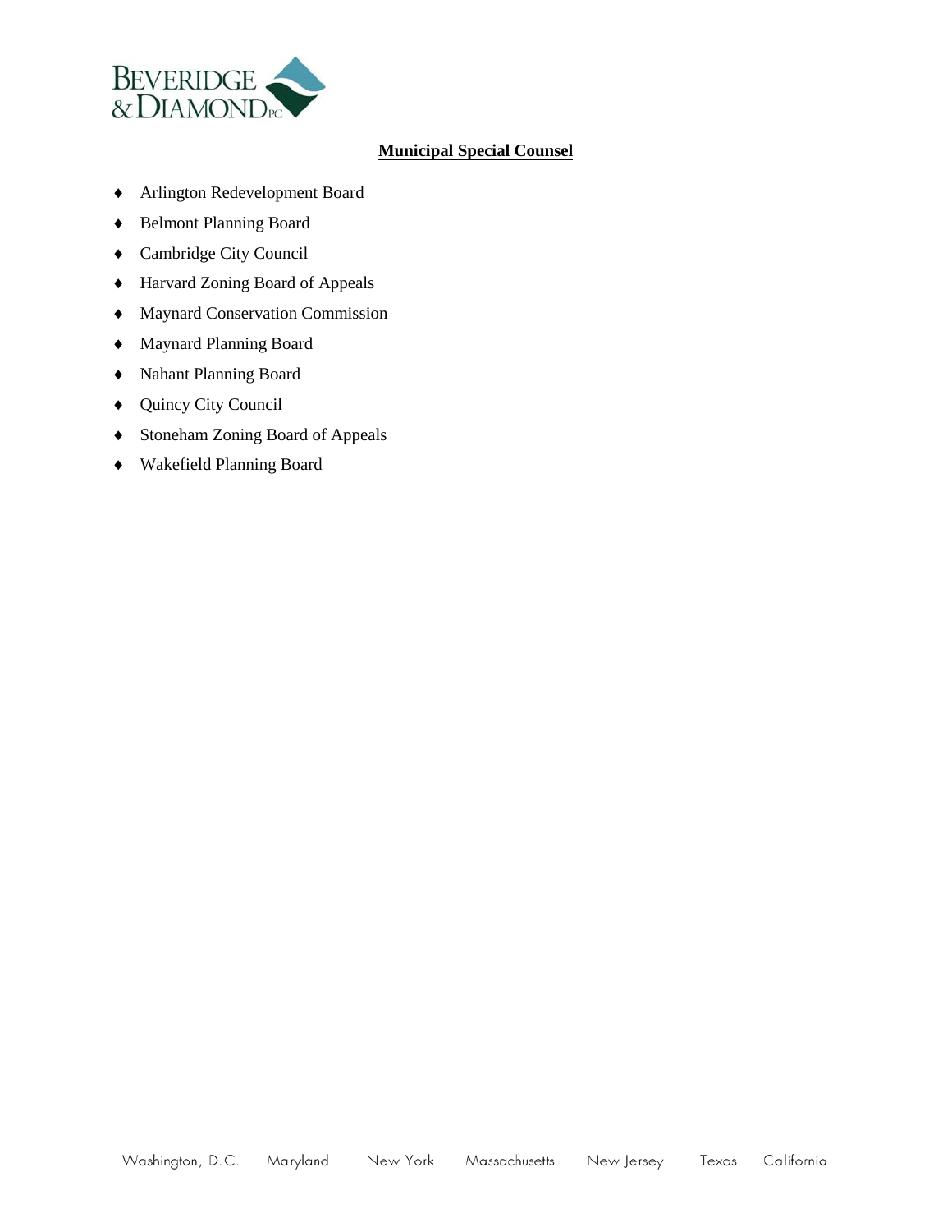## Municipal Special Counsel

- Arlington Redevelopment Board
- Belmont Planning Board
- Cambridge City Council
- Harvard Zoning Board of Appeals
- Maynard Conservation Commission
- Maynard Planning Board
- Nahant Planning Board
- Quincy City Council
- Stoneham Zoning Board of Appeals
- Wakefield Planning Board